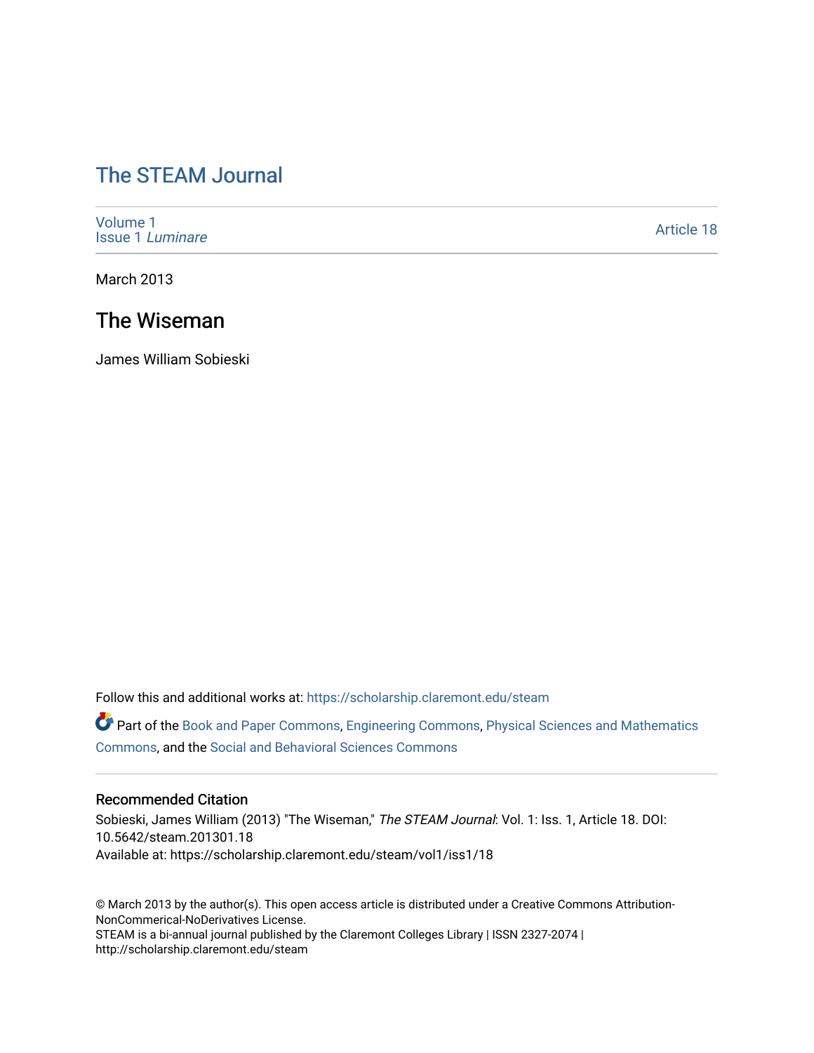# The STEAM Journal

Volume 1
Issue 1 *Luminare*

Article 18

March 2013

## The Wiseman

James William Sobieski

Follow this and additional works at: https://scholarship.claremont.edu/steam

Part of the Book and Paper Commons, Engineering Commons, Physical Sciences and Mathematics Commons, and the Social and Behavioral Sciences Commons

### Recommended Citation

Sobieski, James William (2013) "The Wiseman," *The STEAM Journal*: Vol. 1: Iss. 1, Article 18. DOI: 10.5642/steam.201301.18
Available at: https://scholarship.claremont.edu/steam/vol1/iss1/18

© March 2013 by the author(s). This open access article is distributed under a Creative Commons Attribution-NonCommerical-NoDerivatives License.
STEAM is a bi-annual journal published by the Claremont Colleges Library | ISSN 2327-2074 | http://scholarship.claremont.edu/steam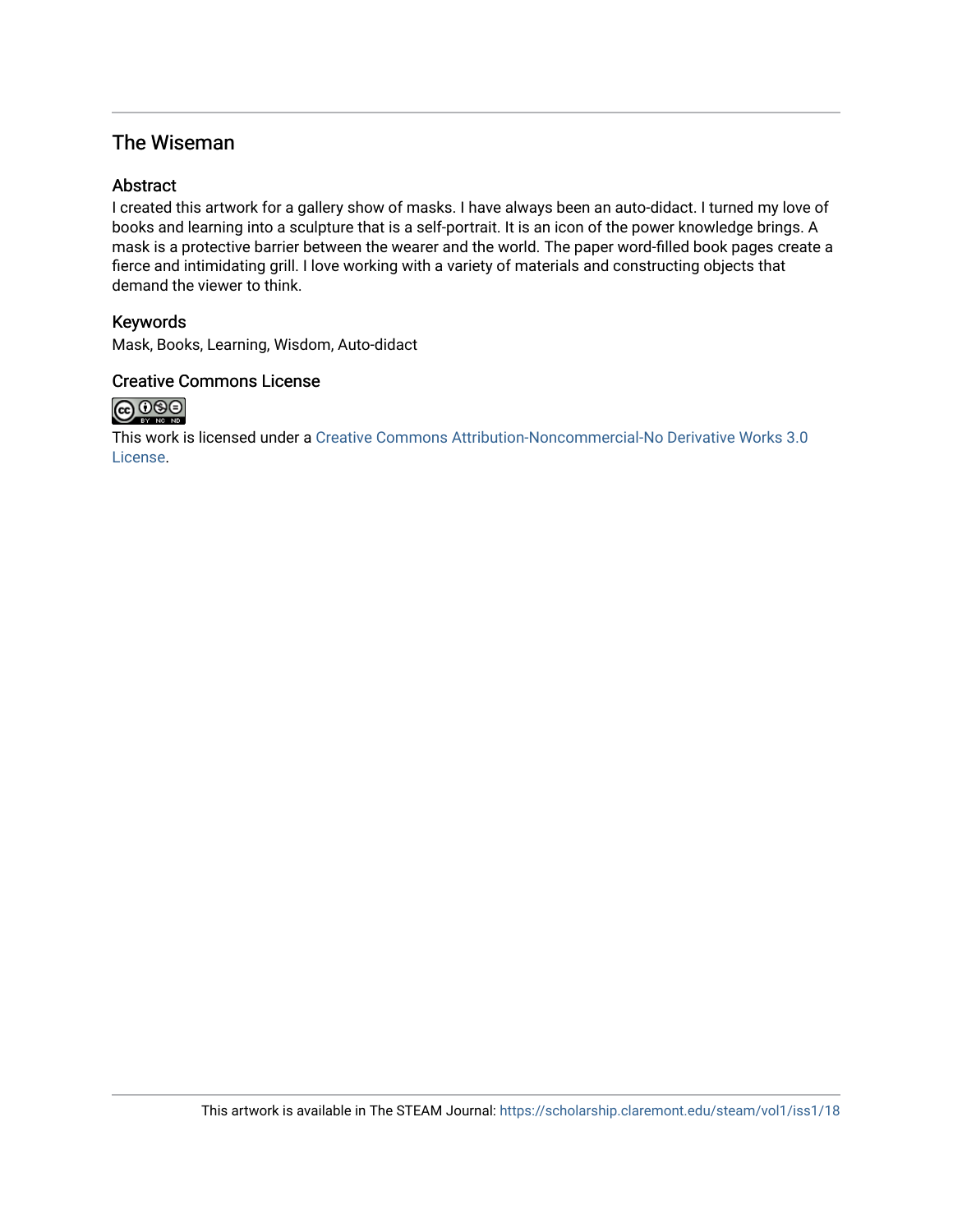## The Wiseman

### Abstract

I created this artwork for a gallery show of masks. I have always been an auto-didact. I turned my love of books and learning into a sculpture that is a self-portrait. It is an icon of the power knowledge brings. A mask is a protective barrier between the wearer and the world. The paper word-filled book pages create a fierce and intimidating grill. I love working with a variety of materials and constructing objects that demand the viewer to think.

### Keywords

Mask, Books, Learning, Wisdom, Auto-didact

### Creative Commons License

This work is licensed under a Creative Commons Attribution-Noncommercial-No Derivative Works 3.0 License.

This artwork is available in The STEAM Journal: https://scholarship.claremont.edu/steam/vol1/iss1/18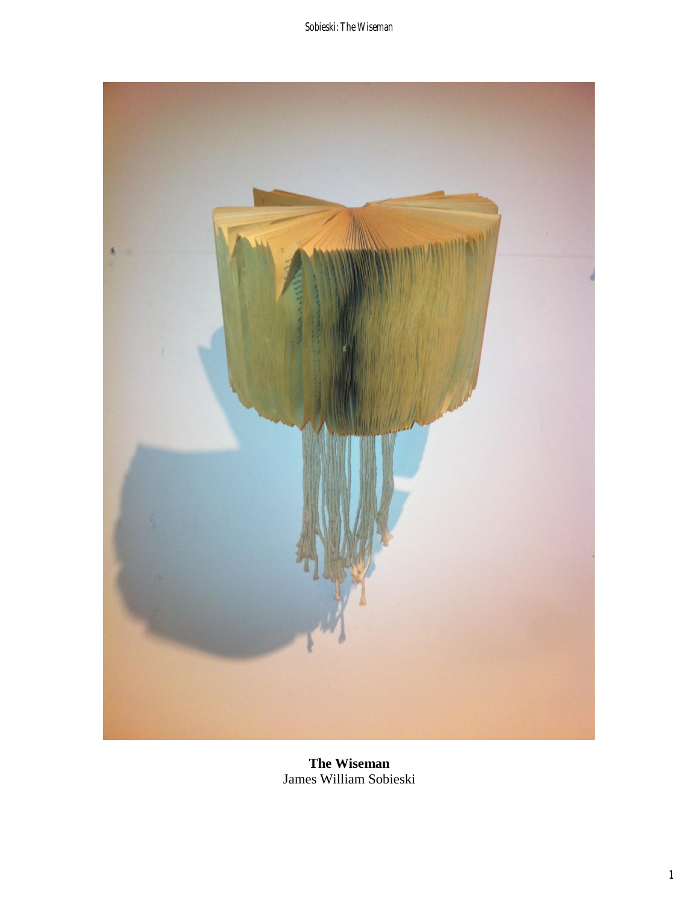**The Wiseman**
James William Sobieski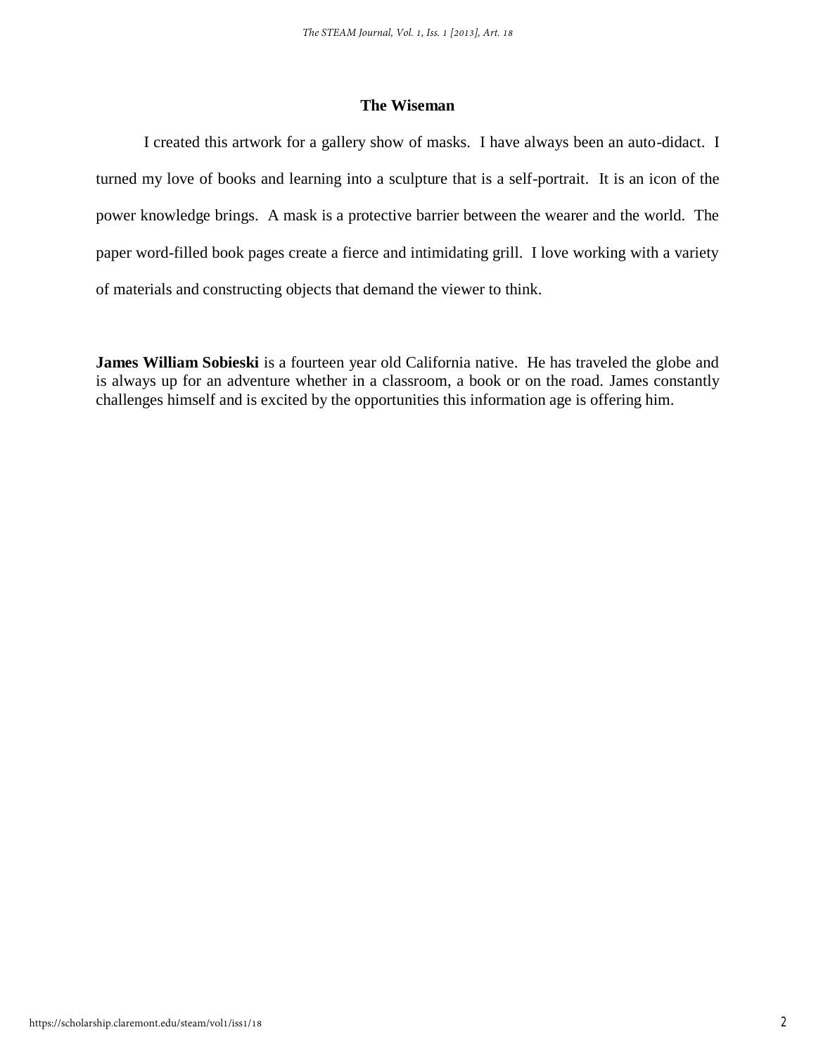## The Wiseman

I created this artwork for a gallery show of masks. I have always been an auto-didact. I turned my love of books and learning into a sculpture that is a self-portrait. It is an icon of the power knowledge brings. A mask is a protective barrier between the wearer and the world. The paper word-filled book pages create a fierce and intimidating grill. I love working with a variety of materials and constructing objects that demand the viewer to think.

**James William Sobieski** is a fourteen year old California native. He has traveled the globe and is always up for an adventure whether in a classroom, a book or on the road. James constantly challenges himself and is excited by the opportunities this information age is offering him.